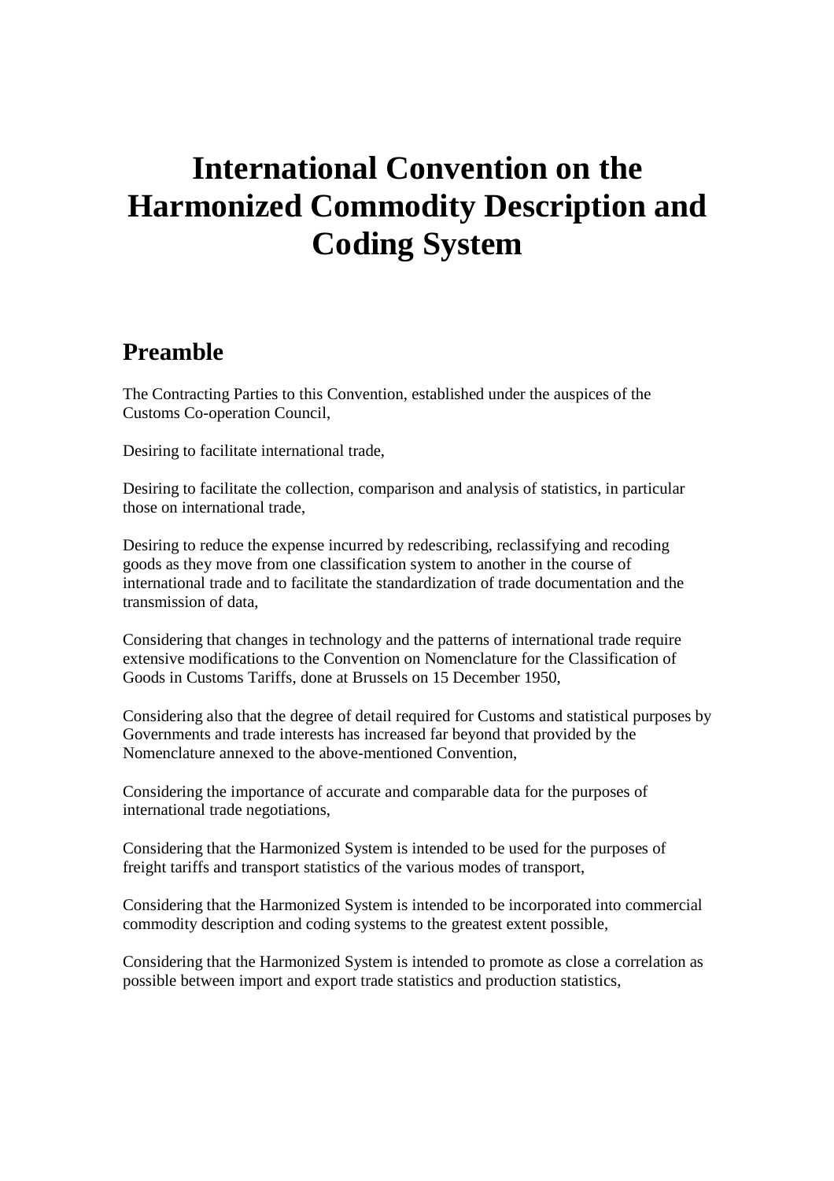# International Convention on the Harmonized Commodity Description and Coding System

## Preamble

The Contracting Parties to this Convention, established under the auspices of the Customs Co-operation Council,

Desiring to facilitate international trade,

Desiring to facilitate the collection, comparison and analysis of statistics, in particular those on international trade,

Desiring to reduce the expense incurred by redescribing, reclassifying and recoding goods as they move from one classification system to another in the course of international trade and to facilitate the standardization of trade documentation and the transmission of data,

Considering that changes in technology and the patterns of international trade require extensive modifications to the Convention on Nomenclature for the Classification of Goods in Customs Tariffs, done at Brussels on 15 December 1950,

Considering also that the degree of detail required for Customs and statistical purposes by Governments and trade interests has increased far beyond that provided by the Nomenclature annexed to the above-mentioned Convention,

Considering the importance of accurate and comparable data for the purposes of international trade negotiations,

Considering that the Harmonized System is intended to be used for the purposes of freight tariffs and transport statistics of the various modes of transport,

Considering that the Harmonized System is intended to be incorporated into commercial commodity description and coding systems to the greatest extent possible,

Considering that the Harmonized System is intended to promote as close a correlation as possible between import and export trade statistics and production statistics,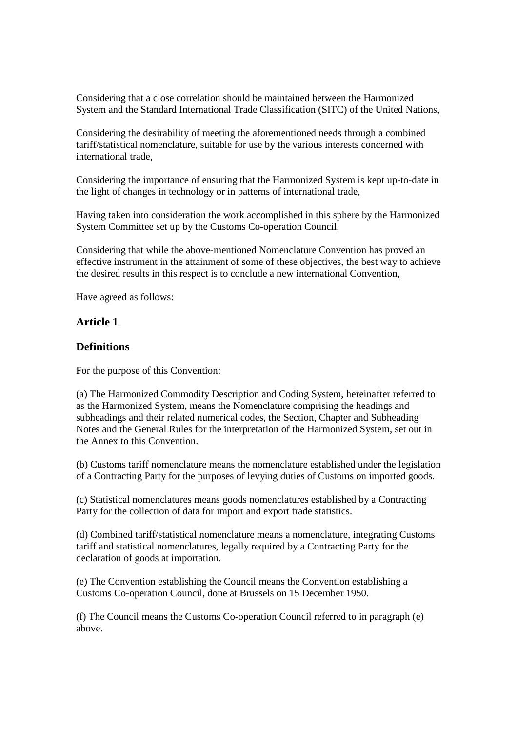Considering that a close correlation should be maintained between the Harmonized System and the Standard International Trade Classification (SITC) of the United Nations,

Considering the desirability of meeting the aforementioned needs through a combined tariff/statistical nomenclature, suitable for use by the various interests concerned with international trade,

Considering the importance of ensuring that the Harmonized System is kept up-to-date in the light of changes in technology or in patterns of international trade,

Having taken into consideration the work accomplished in this sphere by the Harmonized System Committee set up by the Customs Co-operation Council,

Considering that while the above-mentioned Nomenclature Convention has proved an effective instrument in the attainment of some of these objectives, the best way to achieve the desired results in this respect is to conclude a new international Convention,

Have agreed as follows:

## Article 1

## Definitions

For the purpose of this Convention:

(a) The Harmonized Commodity Description and Coding System, hereinafter referred to as the Harmonized System, means the Nomenclature comprising the headings and subheadings and their related numerical codes, the Section, Chapter and Subheading Notes and the General Rules for the interpretation of the Harmonized System, set out in the Annex to this Convention.

(b) Customs tariff nomenclature means the nomenclature established under the legislation of a Contracting Party for the purposes of levying duties of Customs on imported goods.

(c) Statistical nomenclatures means goods nomenclatures established by a Contracting Party for the collection of data for import and export trade statistics.

(d) Combined tariff/statistical nomenclature means a nomenclature, integrating Customs tariff and statistical nomenclatures, legally required by a Contracting Party for the declaration of goods at importation.

(e) The Convention establishing the Council means the Convention establishing a Customs Co-operation Council, done at Brussels on 15 December 1950.

(f) The Council means the Customs Co-operation Council referred to in paragraph (e) above.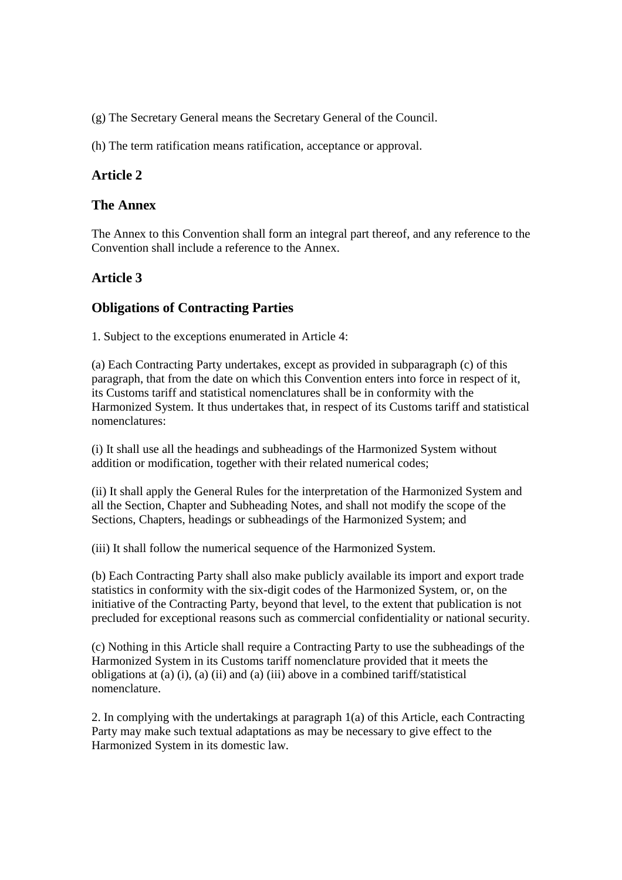(g) The Secretary General means the Secretary General of the Council.

(h) The term ratification means ratification, acceptance or approval.

## Article 2

## The Annex

The Annex to this Convention shall form an integral part thereof, and any reference to the Convention shall include a reference to the Annex.

## Article 3

## Obligations of Contracting Parties

1. Subject to the exceptions enumerated in Article 4:

(a) Each Contracting Party undertakes, except as provided in subparagraph (c) of this paragraph, that from the date on which this Convention enters into force in respect of it, its Customs tariff and statistical nomenclatures shall be in conformity with the Harmonized System. It thus undertakes that, in respect of its Customs tariff and statistical nomenclatures:

(i) It shall use all the headings and subheadings of the Harmonized System without addition or modification, together with their related numerical codes;

(ii) It shall apply the General Rules for the interpretation of the Harmonized System and all the Section, Chapter and Subheading Notes, and shall not modify the scope of the Sections, Chapters, headings or subheadings of the Harmonized System; and

(iii) It shall follow the numerical sequence of the Harmonized System.

(b) Each Contracting Party shall also make publicly available its import and export trade statistics in conformity with the six-digit codes of the Harmonized System, or, on the initiative of the Contracting Party, beyond that level, to the extent that publication is not precluded for exceptional reasons such as commercial confidentiality or national security.

(c) Nothing in this Article shall require a Contracting Party to use the subheadings of the Harmonized System in its Customs tariff nomenclature provided that it meets the obligations at (a) (i), (a) (ii) and (a) (iii) above in a combined tariff/statistical nomenclature.

2. In complying with the undertakings at paragraph 1(a) of this Article, each Contracting Party may make such textual adaptations as may be necessary to give effect to the Harmonized System in its domestic law.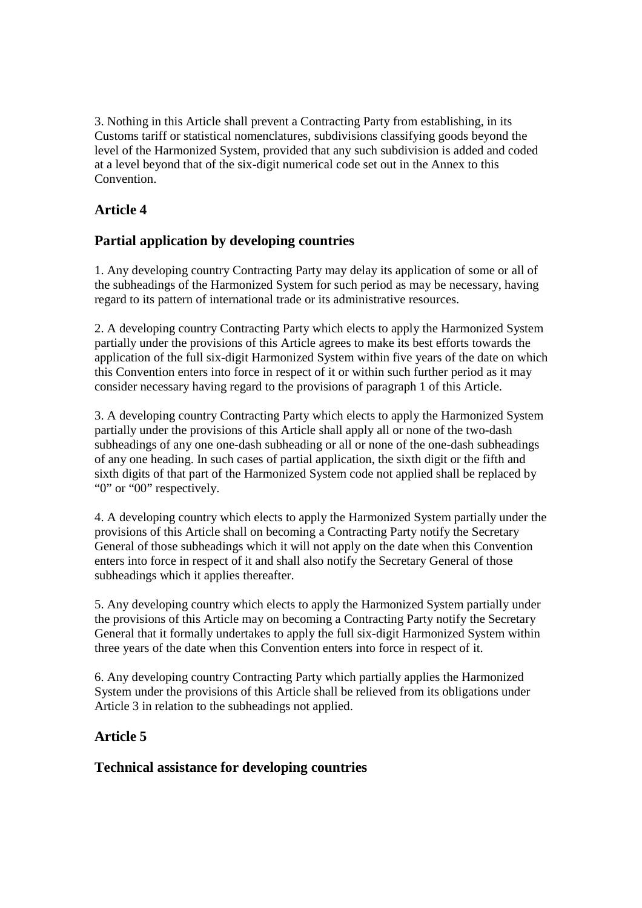3. Nothing in this Article shall prevent a Contracting Party from establishing, in its Customs tariff or statistical nomenclatures, subdivisions classifying goods beyond the level of the Harmonized System, provided that any such subdivision is added and coded at a level beyond that of the six-digit numerical code set out in the Annex to this Convention.

## Article 4

## Partial application by developing countries

1. Any developing country Contracting Party may delay its application of some or all of the subheadings of the Harmonized System for such period as may be necessary, having regard to its pattern of international trade or its administrative resources.

2. A developing country Contracting Party which elects to apply the Harmonized System partially under the provisions of this Article agrees to make its best efforts towards the application of the full six-digit Harmonized System within five years of the date on which this Convention enters into force in respect of it or within such further period as it may consider necessary having regard to the provisions of paragraph 1 of this Article.

3. A developing country Contracting Party which elects to apply the Harmonized System partially under the provisions of this Article shall apply all or none of the two-dash subheadings of any one one-dash subheading or all or none of the one-dash subheadings of any one heading. In such cases of partial application, the sixth digit or the fifth and sixth digits of that part of the Harmonized System code not applied shall be replaced by "0" or "00" respectively.

4. A developing country which elects to apply the Harmonized System partially under the provisions of this Article shall on becoming a Contracting Party notify the Secretary General of those subheadings which it will not apply on the date when this Convention enters into force in respect of it and shall also notify the Secretary General of those subheadings which it applies thereafter.

5. Any developing country which elects to apply the Harmonized System partially under the provisions of this Article may on becoming a Contracting Party notify the Secretary General that it formally undertakes to apply the full six-digit Harmonized System within three years of the date when this Convention enters into force in respect of it.

6. Any developing country Contracting Party which partially applies the Harmonized System under the provisions of this Article shall be relieved from its obligations under Article 3 in relation to the subheadings not applied.

## Article 5

## Technical assistance for developing countries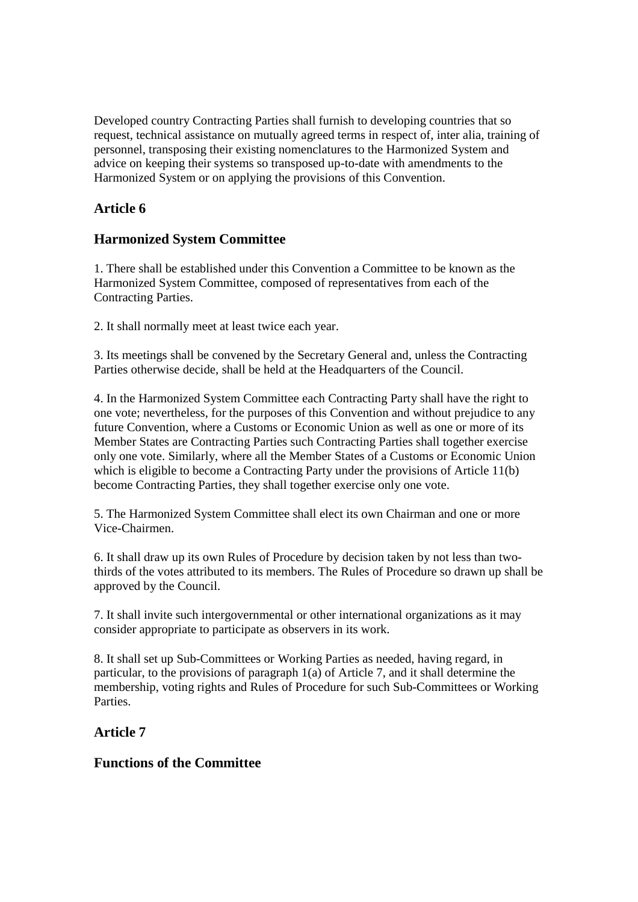Developed country Contracting Parties shall furnish to developing countries that so request, technical assistance on mutually agreed terms in respect of, inter alia, training of personnel, transposing their existing nomenclatures to the Harmonized System and advice on keeping their systems so transposed up-to-date with amendments to the Harmonized System or on applying the provisions of this Convention.

## Article 6

## Harmonized System Committee

1. There shall be established under this Convention a Committee to be known as the Harmonized System Committee, composed of representatives from each of the Contracting Parties.

2. It shall normally meet at least twice each year.

3. Its meetings shall be convened by the Secretary General and, unless the Contracting Parties otherwise decide, shall be held at the Headquarters of the Council.

4. In the Harmonized System Committee each Contracting Party shall have the right to one vote; nevertheless, for the purposes of this Convention and without prejudice to any future Convention, where a Customs or Economic Union as well as one or more of its Member States are Contracting Parties such Contracting Parties shall together exercise only one vote. Similarly, where all the Member States of a Customs or Economic Union which is eligible to become a Contracting Party under the provisions of Article 11(b) become Contracting Parties, they shall together exercise only one vote.

5. The Harmonized System Committee shall elect its own Chairman and one or more Vice-Chairmen.

6. It shall draw up its own Rules of Procedure by decision taken by not less than two-thirds of the votes attributed to its members. The Rules of Procedure so drawn up shall be approved by the Council.

7. It shall invite such intergovernmental or other international organizations as it may consider appropriate to participate as observers in its work.

8. It shall set up Sub-Committees or Working Parties as needed, having regard, in particular, to the provisions of paragraph 1(a) of Article 7, and it shall determine the membership, voting rights and Rules of Procedure for such Sub-Committees or Working Parties.

## Article 7

## Functions of the Committee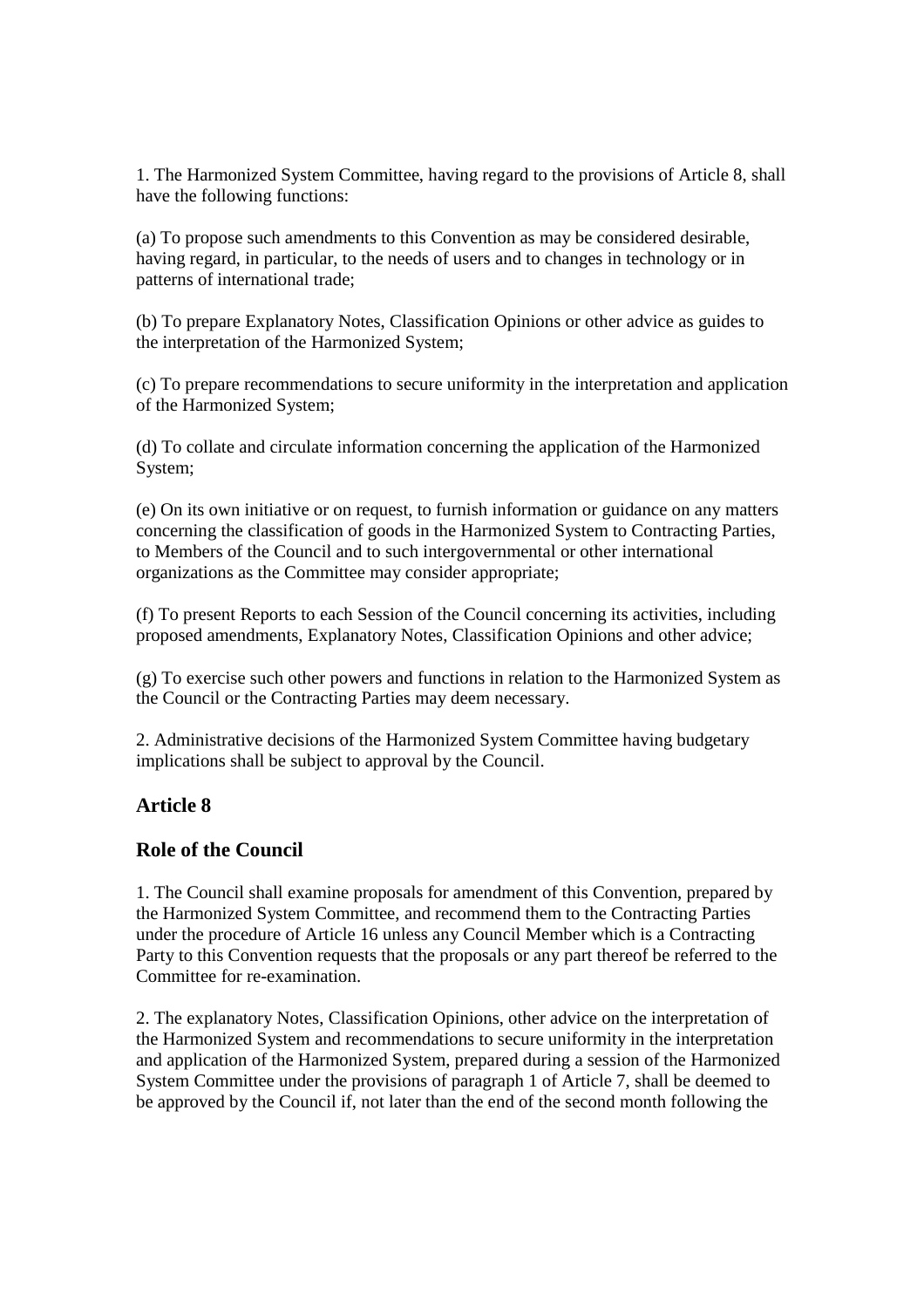1. The Harmonized System Committee, having regard to the provisions of Article 8, shall have the following functions:

(a) To propose such amendments to this Convention as may be considered desirable, having regard, in particular, to the needs of users and to changes in technology or in patterns of international trade;

(b) To prepare Explanatory Notes, Classification Opinions or other advice as guides to the interpretation of the Harmonized System;

(c) To prepare recommendations to secure uniformity in the interpretation and application of the Harmonized System;

(d) To collate and circulate information concerning the application of the Harmonized System;

(e) On its own initiative or on request, to furnish information or guidance on any matters concerning the classification of goods in the Harmonized System to Contracting Parties, to Members of the Council and to such intergovernmental or other international organizations as the Committee may consider appropriate;

(f) To present Reports to each Session of the Council concerning its activities, including proposed amendments, Explanatory Notes, Classification Opinions and other advice;

(g) To exercise such other powers and functions in relation to the Harmonized System as the Council or the Contracting Parties may deem necessary.

2. Administrative decisions of the Harmonized System Committee having budgetary implications shall be subject to approval by the Council.

## Article 8

## Role of the Council

1. The Council shall examine proposals for amendment of this Convention, prepared by the Harmonized System Committee, and recommend them to the Contracting Parties under the procedure of Article 16 unless any Council Member which is a Contracting Party to this Convention requests that the proposals or any part thereof be referred to the Committee for re-examination.

2. The explanatory Notes, Classification Opinions, other advice on the interpretation of the Harmonized System and recommendations to secure uniformity in the interpretation and application of the Harmonized System, prepared during a session of the Harmonized System Committee under the provisions of paragraph 1 of Article 7, shall be deemed to be approved by the Council if, not later than the end of the second month following the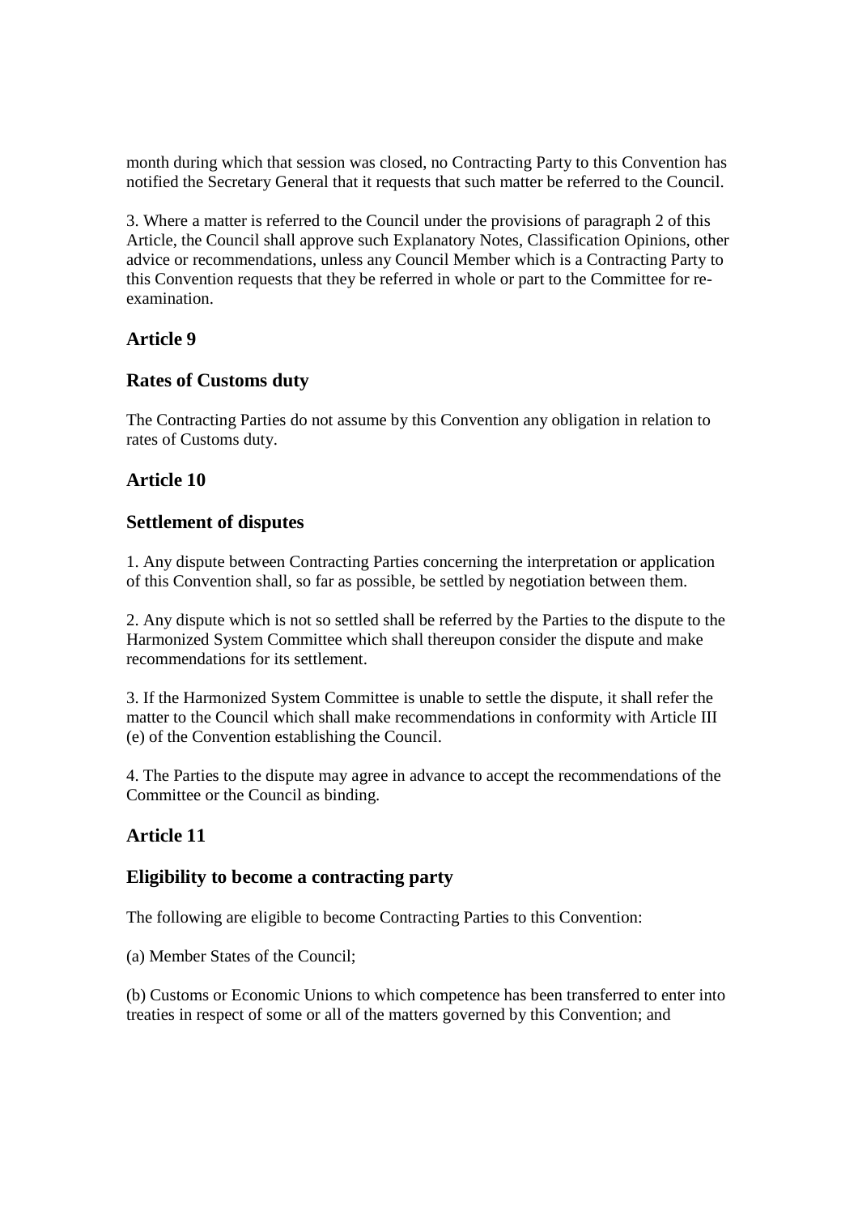month during which that session was closed, no Contracting Party to this Convention has notified the Secretary General that it requests that such matter be referred to the Council.

3. Where a matter is referred to the Council under the provisions of paragraph 2 of this Article, the Council shall approve such Explanatory Notes, Classification Opinions, other advice or recommendations, unless any Council Member which is a Contracting Party to this Convention requests that they be referred in whole or part to the Committee for re-examination.

### Article 9

### Rates of Customs duty

The Contracting Parties do not assume by this Convention any obligation in relation to rates of Customs duty.

### Article 10

### Settlement of disputes

1. Any dispute between Contracting Parties concerning the interpretation or application of this Convention shall, so far as possible, be settled by negotiation between them.

2. Any dispute which is not so settled shall be referred by the Parties to the dispute to the Harmonized System Committee which shall thereupon consider the dispute and make recommendations for its settlement.

3. If the Harmonized System Committee is unable to settle the dispute, it shall refer the matter to the Council which shall make recommendations in conformity with Article III (e) of the Convention establishing the Council.

4. The Parties to the dispute may agree in advance to accept the recommendations of the Committee or the Council as binding.

### Article 11

### Eligibility to become a contracting party

The following are eligible to become Contracting Parties to this Convention:

(a) Member States of the Council;

(b) Customs or Economic Unions to which competence has been transferred to enter into treaties in respect of some or all of the matters governed by this Convention; and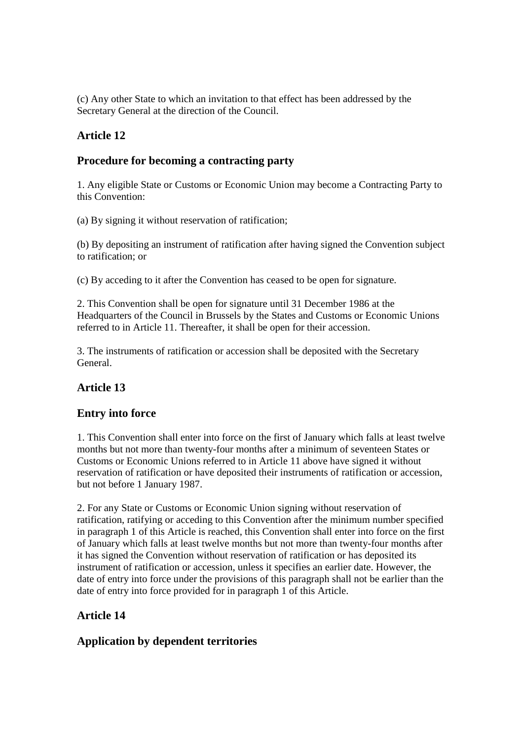(c) Any other State to which an invitation to that effect has been addressed by the Secretary General at the direction of the Council.

## Article 12

## Procedure for becoming a contracting party

1. Any eligible State or Customs or Economic Union may become a Contracting Party to this Convention:

(a) By signing it without reservation of ratification;

(b) By depositing an instrument of ratification after having signed the Convention subject to ratification; or

(c) By acceding to it after the Convention has ceased to be open for signature.

2. This Convention shall be open for signature until 31 December 1986 at the Headquarters of the Council in Brussels by the States and Customs or Economic Unions referred to in Article 11. Thereafter, it shall be open for their accession.

3. The instruments of ratification or accession shall be deposited with the Secretary General.

## Article 13

## Entry into force

1. This Convention shall enter into force on the first of January which falls at least twelve months but not more than twenty-four months after a minimum of seventeen States or Customs or Economic Unions referred to in Article 11 above have signed it without reservation of ratification or have deposited their instruments of ratification or accession, but not before 1 January 1987.

2. For any State or Customs or Economic Union signing without reservation of ratification, ratifying or acceding to this Convention after the minimum number specified in paragraph 1 of this Article is reached, this Convention shall enter into force on the first of January which falls at least twelve months but not more than twenty-four months after it has signed the Convention without reservation of ratification or has deposited its instrument of ratification or accession, unless it specifies an earlier date. However, the date of entry into force under the provisions of this paragraph shall not be earlier than the date of entry into force provided for in paragraph 1 of this Article.

## Article 14

## Application by dependent territories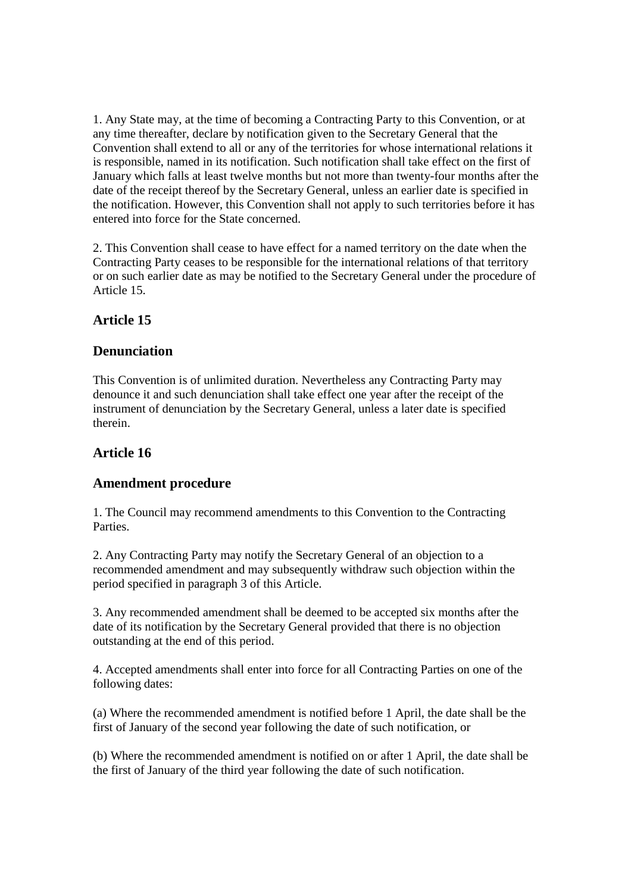1. Any State may, at the time of becoming a Contracting Party to this Convention, or at any time thereafter, declare by notification given to the Secretary General that the Convention shall extend to all or any of the territories for whose international relations it is responsible, named in its notification. Such notification shall take effect on the first of January which falls at least twelve months but not more than twenty-four months after the date of the receipt thereof by the Secretary General, unless an earlier date is specified in the notification. However, this Convention shall not apply to such territories before it has entered into force for the State concerned.

2. This Convention shall cease to have effect for a named territory on the date when the Contracting Party ceases to be responsible for the international relations of that territory or on such earlier date as may be notified to the Secretary General under the procedure of Article 15.

## Article 15

## Denunciation

This Convention is of unlimited duration. Nevertheless any Contracting Party may denounce it and such denunciation shall take effect one year after the receipt of the instrument of denunciation by the Secretary General, unless a later date is specified therein.

## Article 16

## Amendment procedure

1. The Council may recommend amendments to this Convention to the Contracting Parties.

2. Any Contracting Party may notify the Secretary General of an objection to a recommended amendment and may subsequently withdraw such objection within the period specified in paragraph 3 of this Article.

3. Any recommended amendment shall be deemed to be accepted six months after the date of its notification by the Secretary General provided that there is no objection outstanding at the end of this period.

4. Accepted amendments shall enter into force for all Contracting Parties on one of the following dates:

(a) Where the recommended amendment is notified before 1 April, the date shall be the first of January of the second year following the date of such notification, or

(b) Where the recommended amendment is notified on or after 1 April, the date shall be the first of January of the third year following the date of such notification.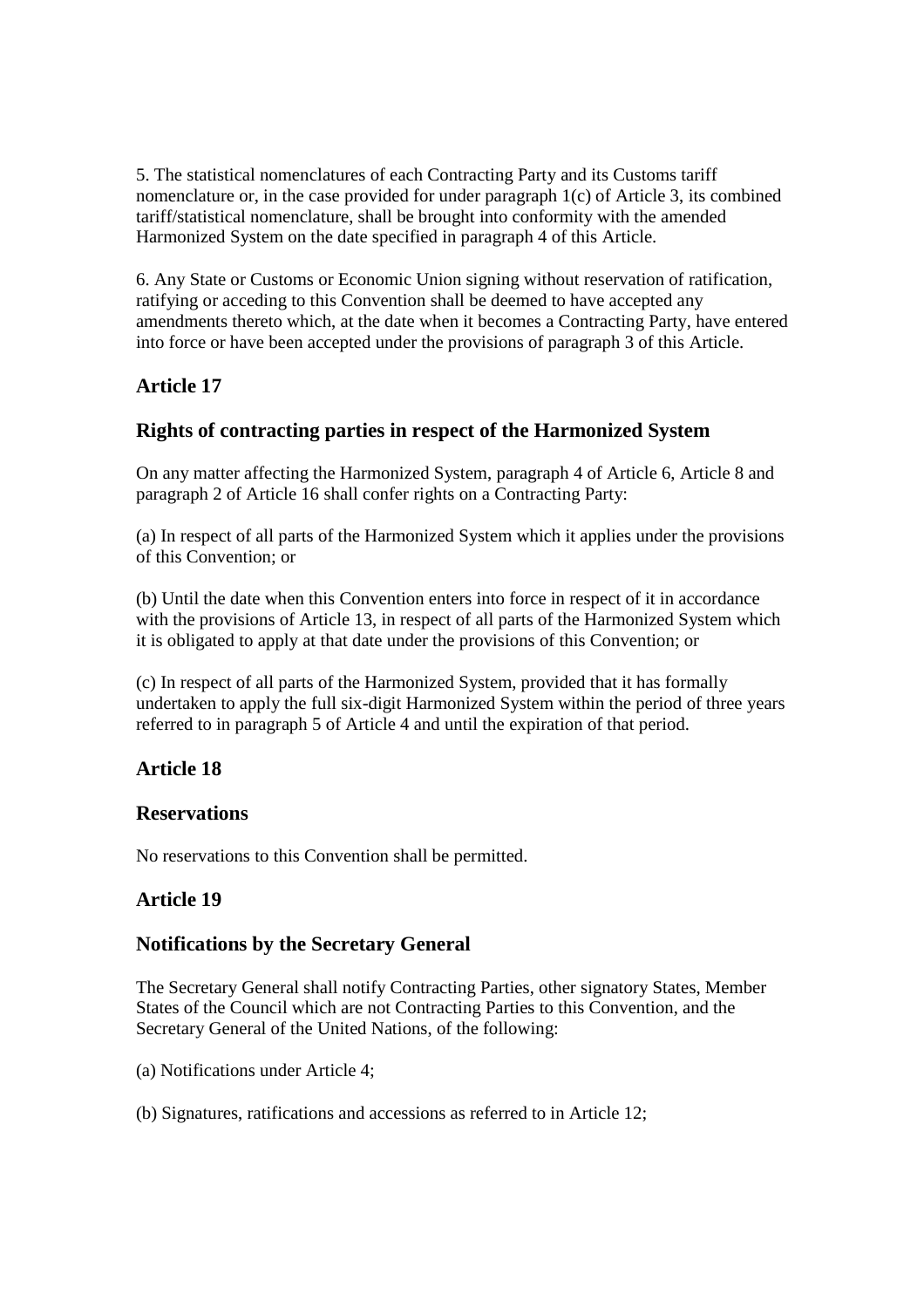5. The statistical nomenclatures of each Contracting Party and its Customs tariff nomenclature or, in the case provided for under paragraph 1(c) of Article 3, its combined tariff/statistical nomenclature, shall be brought into conformity with the amended Harmonized System on the date specified in paragraph 4 of this Article.

6. Any State or Customs or Economic Union signing without reservation of ratification, ratifying or acceding to this Convention shall be deemed to have accepted any amendments thereto which, at the date when it becomes a Contracting Party, have entered into force or have been accepted under the provisions of paragraph 3 of this Article.

## Article 17

## Rights of contracting parties in respect of the Harmonized System

On any matter affecting the Harmonized System, paragraph 4 of Article 6, Article 8 and paragraph 2 of Article 16 shall confer rights on a Contracting Party:

(a) In respect of all parts of the Harmonized System which it applies under the provisions of this Convention; or

(b) Until the date when this Convention enters into force in respect of it in accordance with the provisions of Article 13, in respect of all parts of the Harmonized System which it is obligated to apply at that date under the provisions of this Convention; or

(c) In respect of all parts of the Harmonized System, provided that it has formally undertaken to apply the full six-digit Harmonized System within the period of three years referred to in paragraph 5 of Article 4 and until the expiration of that period.

## Article 18

## Reservations

No reservations to this Convention shall be permitted.

## Article 19

## Notifications by the Secretary General

The Secretary General shall notify Contracting Parties, other signatory States, Member States of the Council which are not Contracting Parties to this Convention, and the Secretary General of the United Nations, of the following:

(a) Notifications under Article 4;

(b) Signatures, ratifications and accessions as referred to in Article 12;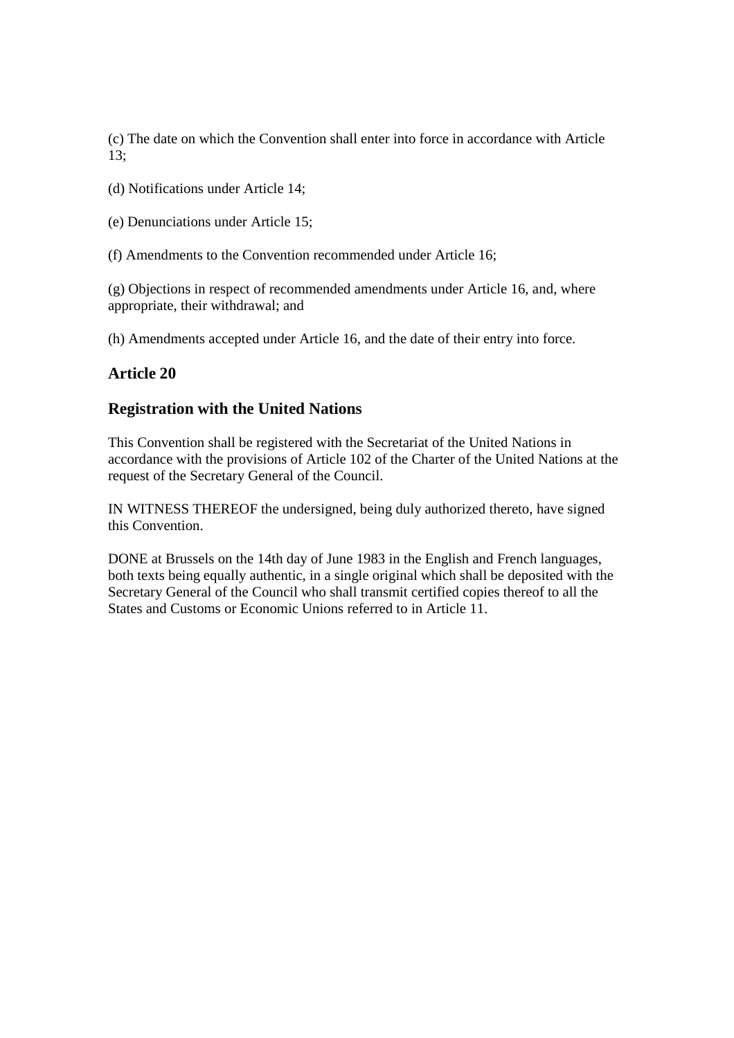(c) The date on which the Convention shall enter into force in accordance with Article 13;

(d) Notifications under Article 14;

(e) Denunciations under Article 15;

(f) Amendments to the Convention recommended under Article 16;

(g) Objections in respect of recommended amendments under Article 16, and, where appropriate, their withdrawal; and

(h) Amendments accepted under Article 16, and the date of their entry into force.

## Article 20

## Registration with the United Nations

This Convention shall be registered with the Secretariat of the United Nations in accordance with the provisions of Article 102 of the Charter of the United Nations at the request of the Secretary General of the Council.

IN WITNESS THEREOF the undersigned, being duly authorized thereto, have signed this Convention.

DONE at Brussels on the 14th day of June 1983 in the English and French languages, both texts being equally authentic, in a single original which shall be deposited with the Secretary General of the Council who shall transmit certified copies thereof to all the States and Customs or Economic Unions referred to in Article 11.